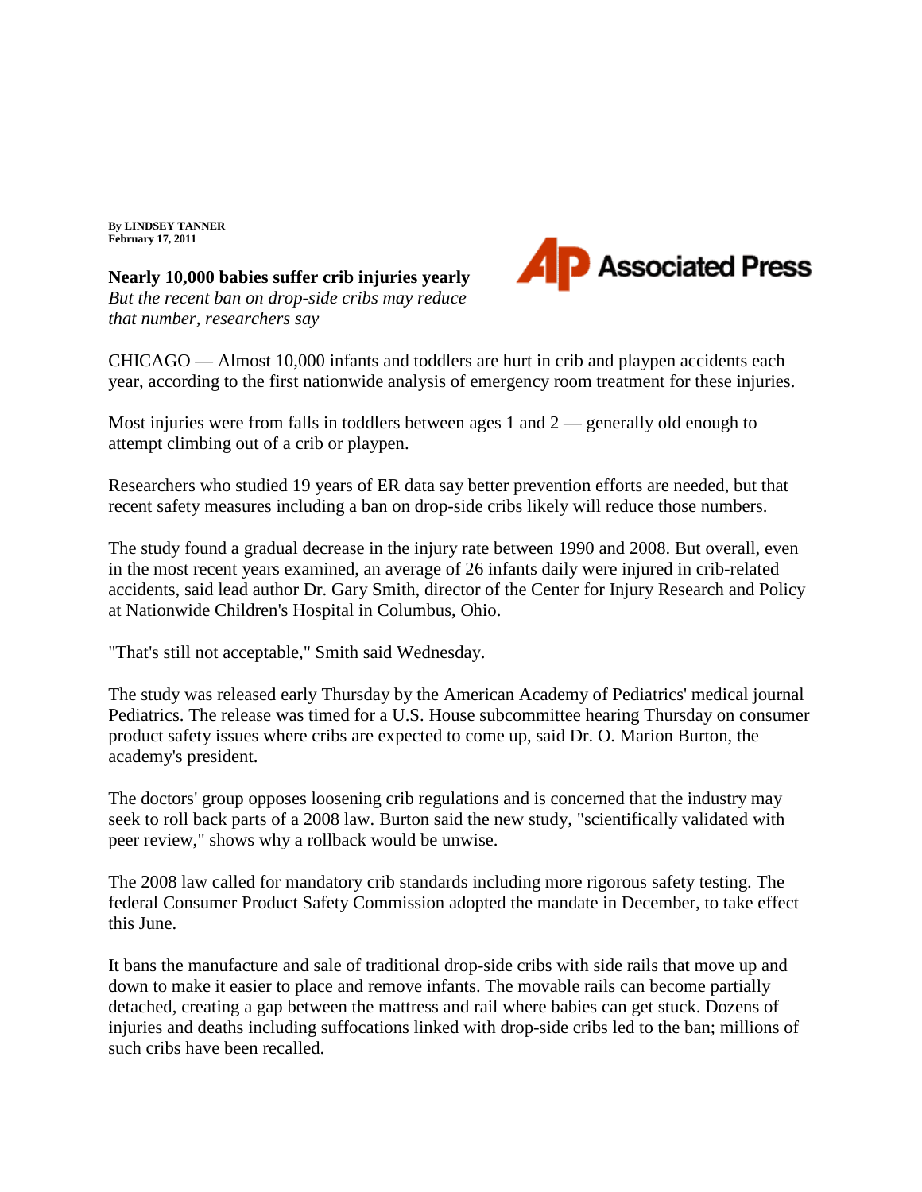**By LINDSEY TANNER**
**February 17, 2011**

**Nearly 10,000 babies suffer crib injuries yearly**
*But the recent ban on drop-side cribs may reduce that number, researchers say*

Associated Press

CHICAGO — Almost 10,000 infants and toddlers are hurt in crib and playpen accidents each year, according to the first nationwide analysis of emergency room treatment for these injuries.

Most injuries were from falls in toddlers between ages 1 and 2 — generally old enough to attempt climbing out of a crib or playpen.

Researchers who studied 19 years of ER data say better prevention efforts are needed, but that recent safety measures including a ban on drop-side cribs likely will reduce those numbers.

The study found a gradual decrease in the injury rate between 1990 and 2008. But overall, even in the most recent years examined, an average of 26 infants daily were injured in crib-related accidents, said lead author Dr. Gary Smith, director of the Center for Injury Research and Policy at Nationwide Children's Hospital in Columbus, Ohio.

"That's still not acceptable," Smith said Wednesday.

The study was released early Thursday by the American Academy of Pediatrics' medical journal Pediatrics. The release was timed for a U.S. House subcommittee hearing Thursday on consumer product safety issues where cribs are expected to come up, said Dr. O. Marion Burton, the academy's president.

The doctors' group opposes loosening crib regulations and is concerned that the industry may seek to roll back parts of a 2008 law. Burton said the new study, "scientifically validated with peer review," shows why a rollback would be unwise.

The 2008 law called for mandatory crib standards including more rigorous safety testing. The federal Consumer Product Safety Commission adopted the mandate in December, to take effect this June.

It bans the manufacture and sale of traditional drop-side cribs with side rails that move up and down to make it easier to place and remove infants. The movable rails can become partially detached, creating a gap between the mattress and rail where babies can get stuck. Dozens of injuries and deaths including suffocations linked with drop-side cribs led to the ban; millions of such cribs have been recalled.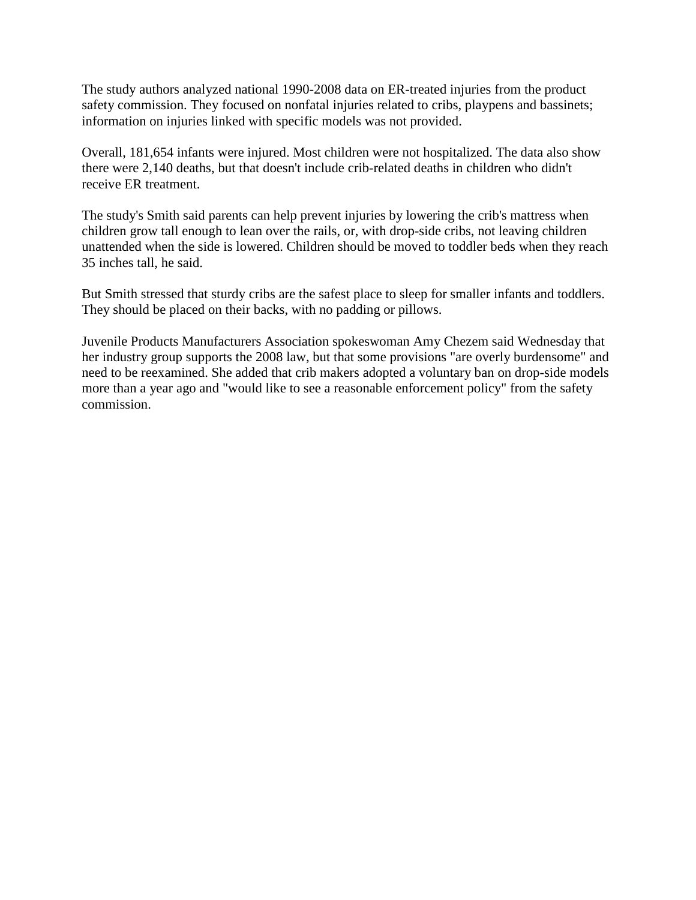The study authors analyzed national 1990-2008 data on ER-treated injuries from the product safety commission. They focused on nonfatal injuries related to cribs, playpens and bassinets; information on injuries linked with specific models was not provided.

Overall, 181,654 infants were injured. Most children were not hospitalized. The data also show there were 2,140 deaths, but that doesn't include crib-related deaths in children who didn't receive ER treatment.

The study's Smith said parents can help prevent injuries by lowering the crib's mattress when children grow tall enough to lean over the rails, or, with drop-side cribs, not leaving children unattended when the side is lowered. Children should be moved to toddler beds when they reach 35 inches tall, he said.

But Smith stressed that sturdy cribs are the safest place to sleep for smaller infants and toddlers. They should be placed on their backs, with no padding or pillows.

Juvenile Products Manufacturers Association spokeswoman Amy Chezem said Wednesday that her industry group supports the 2008 law, but that some provisions "are overly burdensome" and need to be reexamined. She added that crib makers adopted a voluntary ban on drop-side models more than a year ago and "would like to see a reasonable enforcement policy" from the safety commission.